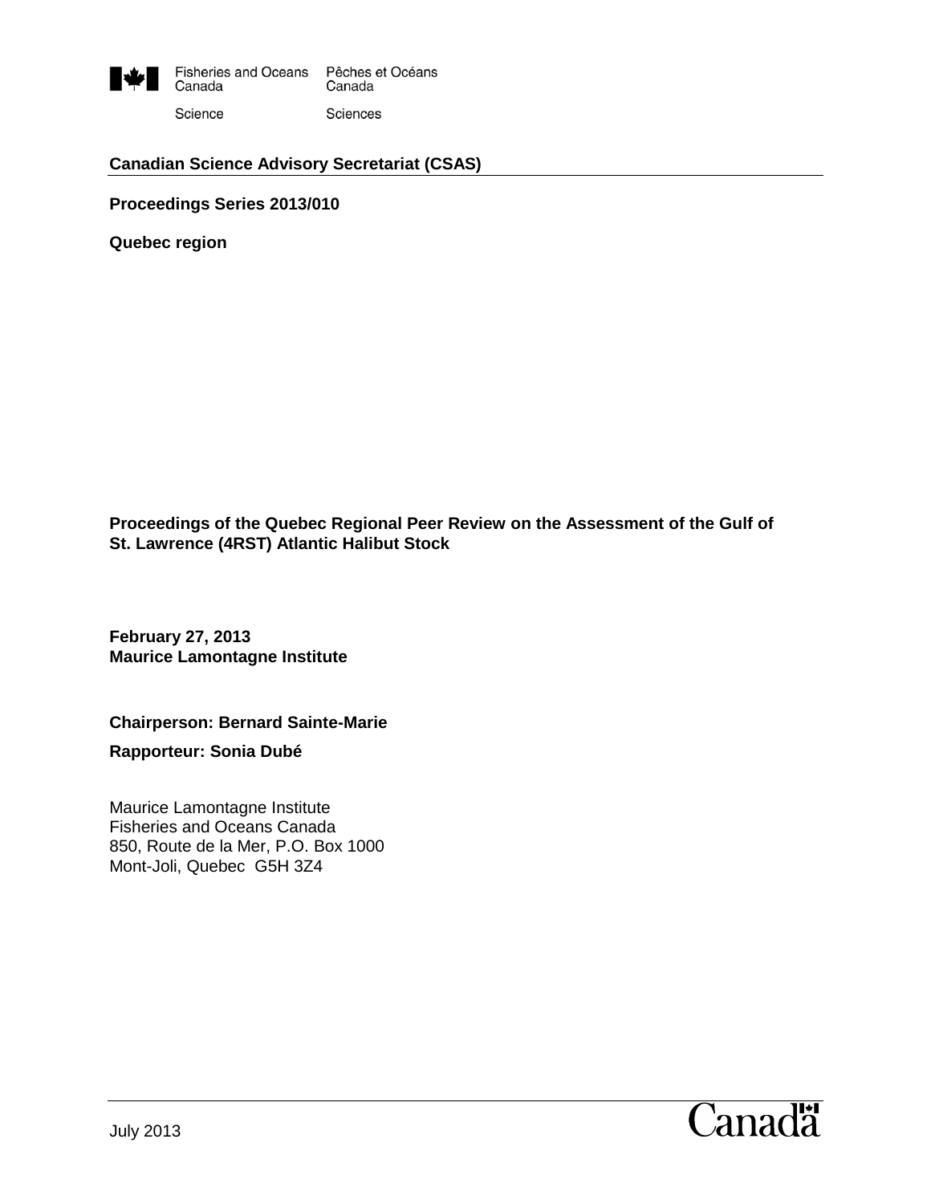Fisheries and Oceans Canada — Pêches et Océans Canada

Science — Sciences

**Canadian Science Advisory Secretariat (CSAS)**

**Proceedings Series 2013/010**

**Quebec region**

# Proceedings of the Quebec Regional Peer Review on the Assessment of the Gulf of St. Lawrence (4RST) Atlantic Halibut Stock

**February 27, 2013**
**Maurice Lamontagne Institute**

**Chairperson: Bernard Sainte-Marie**

**Rapporteur: Sonia Dubé**

Maurice Lamontagne Institute
Fisheries and Oceans Canada
850, Route de la Mer, P.O. Box 1000
Mont-Joli, Quebec G5H 3Z4

July 2013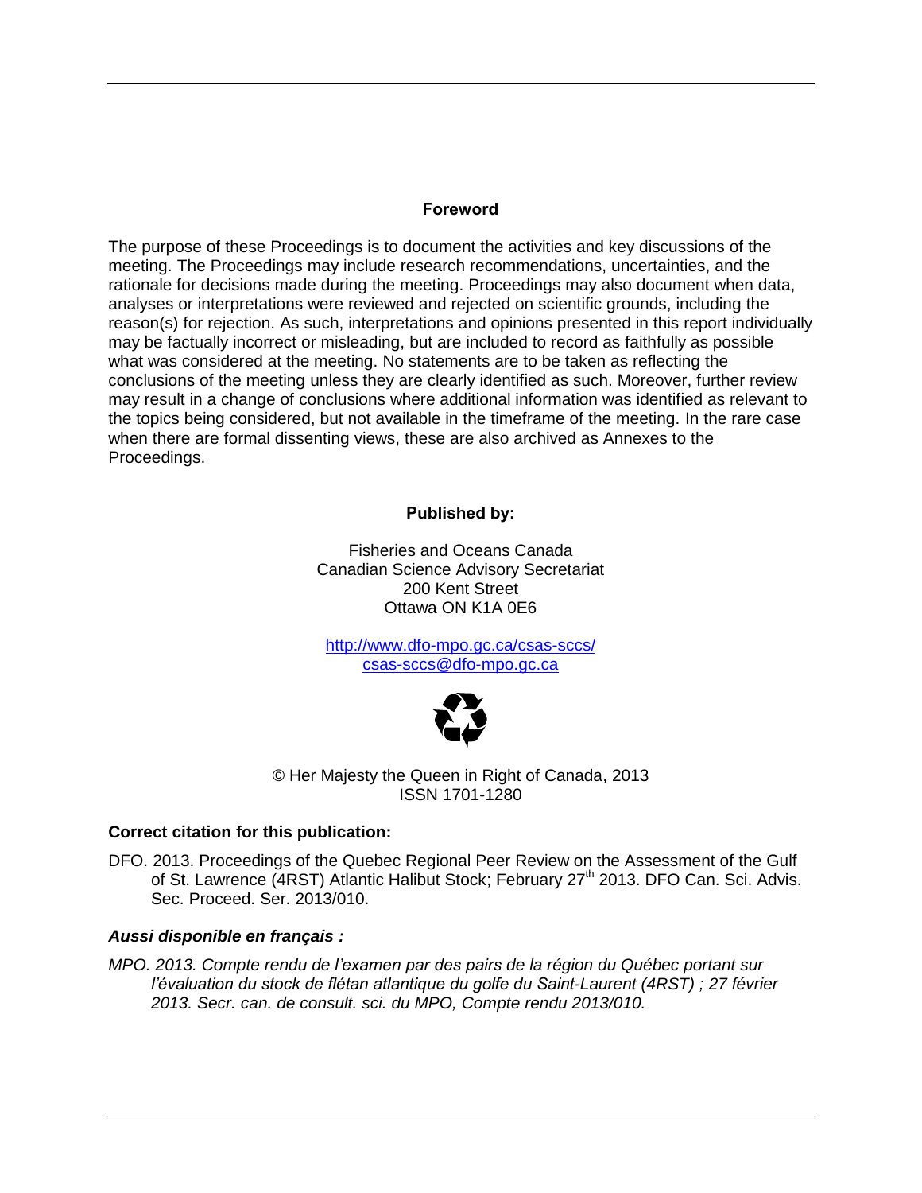## Foreword

The purpose of these Proceedings is to document the activities and key discussions of the meeting. The Proceedings may include research recommendations, uncertainties, and the rationale for decisions made during the meeting. Proceedings may also document when data, analyses or interpretations were reviewed and rejected on scientific grounds, including the reason(s) for rejection. As such, interpretations and opinions presented in this report individually may be factually incorrect or misleading, but are included to record as faithfully as possible what was considered at the meeting. No statements are to be taken as reflecting the conclusions of the meeting unless they are clearly identified as such. Moreover, further review may result in a change of conclusions where additional information was identified as relevant to the topics being considered, but not available in the timeframe of the meeting. In the rare case when there are formal dissenting views, these are also archived as Annexes to the Proceedings.

**Published by:**

Fisheries and Oceans Canada
Canadian Science Advisory Secretariat
200 Kent Street
Ottawa ON K1A 0E6

http://www.dfo-mpo.gc.ca/csas-sccs/
csas-sccs@dfo-mpo.gc.ca

© Her Majesty the Queen in Right of Canada, 2013
ISSN 1701-1280

**Correct citation for this publication:**

DFO. 2013. Proceedings of the Quebec Regional Peer Review on the Assessment of the Gulf of St. Lawrence (4RST) Atlantic Halibut Stock; February 27th 2013. DFO Can. Sci. Advis. Sec. Proceed. Ser. 2013/010.

***Aussi disponible en français :***

*MPO. 2013. Compte rendu de l'examen par des pairs de la région du Québec portant sur l'évaluation du stock de flétan atlantique du golfe du Saint-Laurent (4RST) ; 27 février 2013. Secr. can. de consult. sci. du MPO, Compte rendu 2013/010.*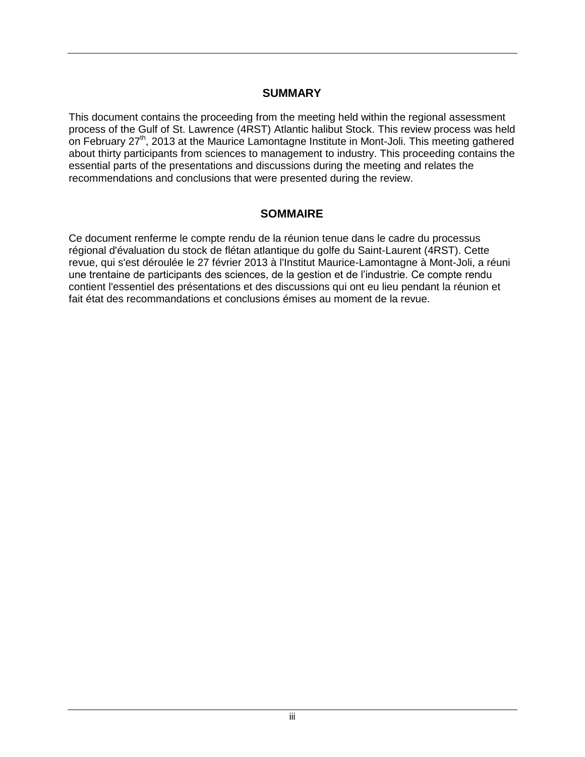## SUMMARY

This document contains the proceeding from the meeting held within the regional assessment process of the Gulf of St. Lawrence (4RST) Atlantic halibut Stock. This review process was held on February 27th, 2013 at the Maurice Lamontagne Institute in Mont-Joli. This meeting gathered about thirty participants from sciences to management to industry. This proceeding contains the essential parts of the presentations and discussions during the meeting and relates the recommendations and conclusions that were presented during the review.

## SOMMAIRE

Ce document renferme le compte rendu de la réunion tenue dans le cadre du processus régional d'évaluation du stock de flétan atlantique du golfe du Saint-Laurent (4RST). Cette revue, qui s'est déroulée le 27 février 2013 à l'Institut Maurice-Lamontagne à Mont-Joli, a réuni une trentaine de participants des sciences, de la gestion et de l'industrie. Ce compte rendu contient l'essentiel des présentations et des discussions qui ont eu lieu pendant la réunion et fait état des recommandations et conclusions émises au moment de la revue.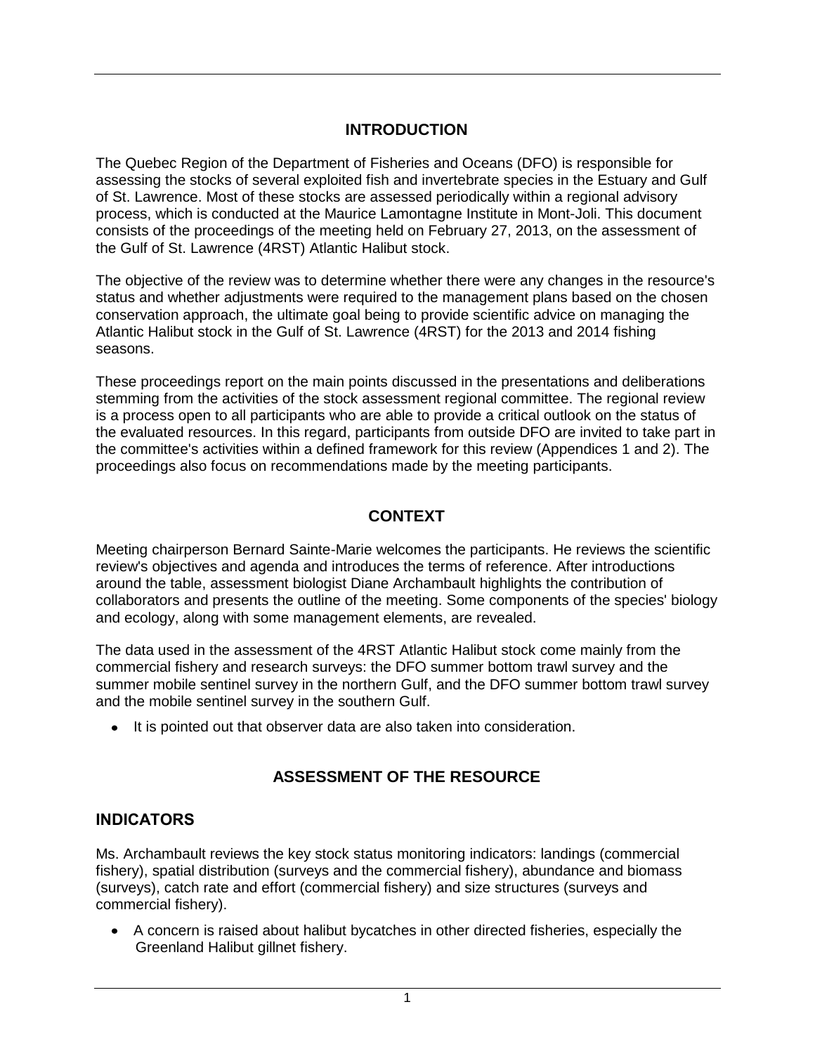## INTRODUCTION

The Quebec Region of the Department of Fisheries and Oceans (DFO) is responsible for assessing the stocks of several exploited fish and invertebrate species in the Estuary and Gulf of St. Lawrence. Most of these stocks are assessed periodically within a regional advisory process, which is conducted at the Maurice Lamontagne Institute in Mont-Joli. This document consists of the proceedings of the meeting held on February 27, 2013, on the assessment of the Gulf of St. Lawrence (4RST) Atlantic Halibut stock.

The objective of the review was to determine whether there were any changes in the resource's status and whether adjustments were required to the management plans based on the chosen conservation approach, the ultimate goal being to provide scientific advice on managing the Atlantic Halibut stock in the Gulf of St. Lawrence (4RST) for the 2013 and 2014 fishing seasons.

These proceedings report on the main points discussed in the presentations and deliberations stemming from the activities of the stock assessment regional committee. The regional review is a process open to all participants who are able to provide a critical outlook on the status of the evaluated resources. In this regard, participants from outside DFO are invited to take part in the committee's activities within a defined framework for this review (Appendices 1 and 2). The proceedings also focus on recommendations made by the meeting participants.

## CONTEXT

Meeting chairperson Bernard Sainte-Marie welcomes the participants. He reviews the scientific review's objectives and agenda and introduces the terms of reference. After introductions around the table, assessment biologist Diane Archambault highlights the contribution of collaborators and presents the outline of the meeting. Some components of the species' biology and ecology, along with some management elements, are revealed.

The data used in the assessment of the 4RST Atlantic Halibut stock come mainly from the commercial fishery and research surveys: the DFO summer bottom trawl survey and the summer mobile sentinel survey in the northern Gulf, and the DFO summer bottom trawl survey and the mobile sentinel survey in the southern Gulf.

- It is pointed out that observer data are also taken into consideration.

## ASSESSMENT OF THE RESOURCE

### INDICATORS

Ms. Archambault reviews the key stock status monitoring indicators: landings (commercial fishery), spatial distribution (surveys and the commercial fishery), abundance and biomass (surveys), catch rate and effort (commercial fishery) and size structures (surveys and commercial fishery).

- A concern is raised about halibut bycatches in other directed fisheries, especially the Greenland Halibut gillnet fishery.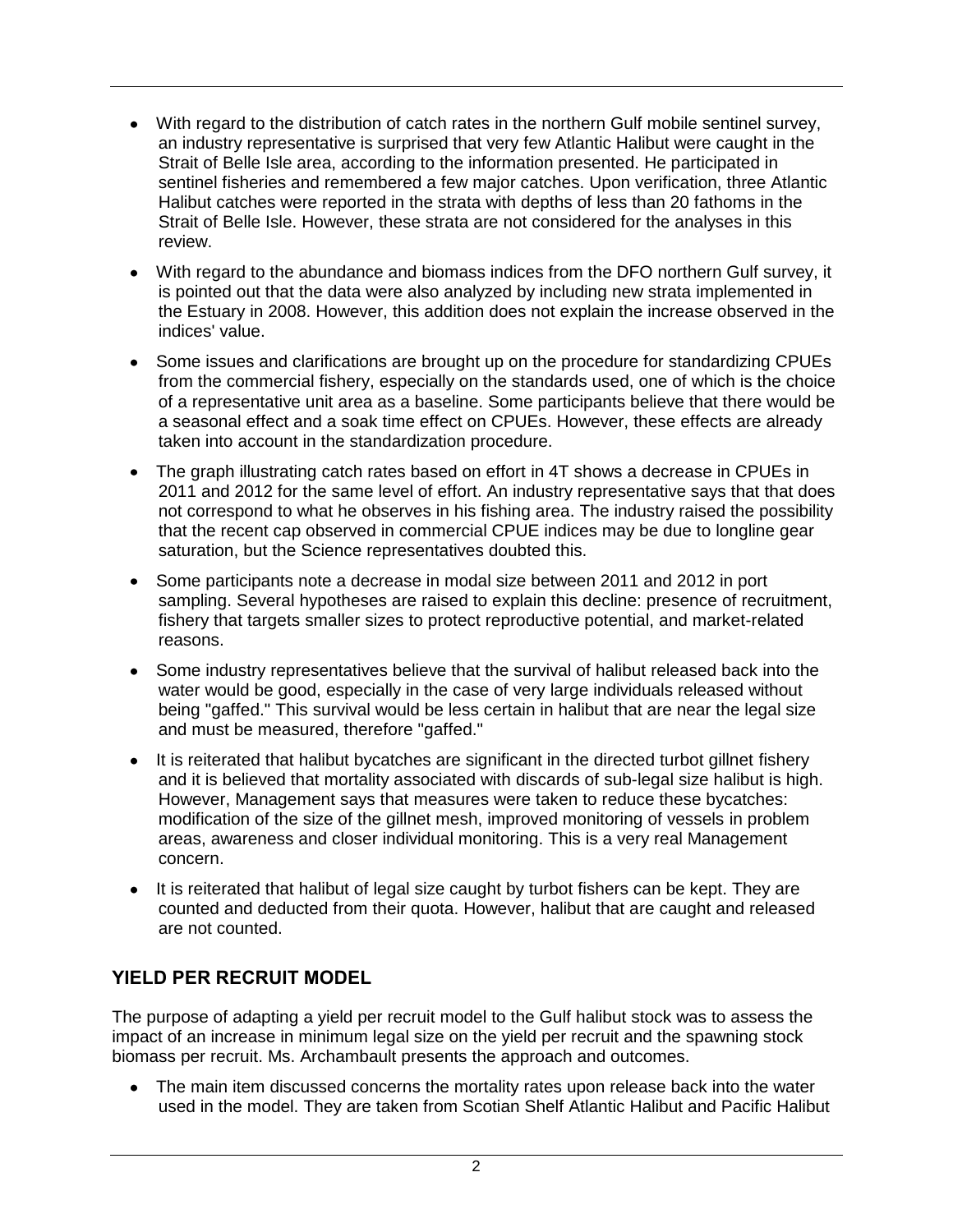- With regard to the distribution of catch rates in the northern Gulf mobile sentinel survey, an industry representative is surprised that very few Atlantic Halibut were caught in the Strait of Belle Isle area, according to the information presented. He participated in sentinel fisheries and remembered a few major catches. Upon verification, three Atlantic Halibut catches were reported in the strata with depths of less than 20 fathoms in the Strait of Belle Isle. However, these strata are not considered for the analyses in this review.
- With regard to the abundance and biomass indices from the DFO northern Gulf survey, it is pointed out that the data were also analyzed by including new strata implemented in the Estuary in 2008. However, this addition does not explain the increase observed in the indices' value.
- Some issues and clarifications are brought up on the procedure for standardizing CPUEs from the commercial fishery, especially on the standards used, one of which is the choice of a representative unit area as a baseline. Some participants believe that there would be a seasonal effect and a soak time effect on CPUEs. However, these effects are already taken into account in the standardization procedure.
- The graph illustrating catch rates based on effort in 4T shows a decrease in CPUEs in 2011 and 2012 for the same level of effort. An industry representative says that that does not correspond to what he observes in his fishing area. The industry raised the possibility that the recent cap observed in commercial CPUE indices may be due to longline gear saturation, but the Science representatives doubted this.
- Some participants note a decrease in modal size between 2011 and 2012 in port sampling. Several hypotheses are raised to explain this decline: presence of recruitment, fishery that targets smaller sizes to protect reproductive potential, and market-related reasons.
- Some industry representatives believe that the survival of halibut released back into the water would be good, especially in the case of very large individuals released without being "gaffed." This survival would be less certain in halibut that are near the legal size and must be measured, therefore "gaffed."
- It is reiterated that halibut bycatches are significant in the directed turbot gillnet fishery and it is believed that mortality associated with discards of sub-legal size halibut is high. However, Management says that measures were taken to reduce these bycatches: modification of the size of the gillnet mesh, improved monitoring of vessels in problem areas, awareness and closer individual monitoring. This is a very real Management concern.
- It is reiterated that halibut of legal size caught by turbot fishers can be kept. They are counted and deducted from their quota. However, halibut that are caught and released are not counted.

## YIELD PER RECRUIT MODEL

The purpose of adapting a yield per recruit model to the Gulf halibut stock was to assess the impact of an increase in minimum legal size on the yield per recruit and the spawning stock biomass per recruit. Ms. Archambault presents the approach and outcomes.

- The main item discussed concerns the mortality rates upon release back into the water used in the model. They are taken from Scotian Shelf Atlantic Halibut and Pacific Halibut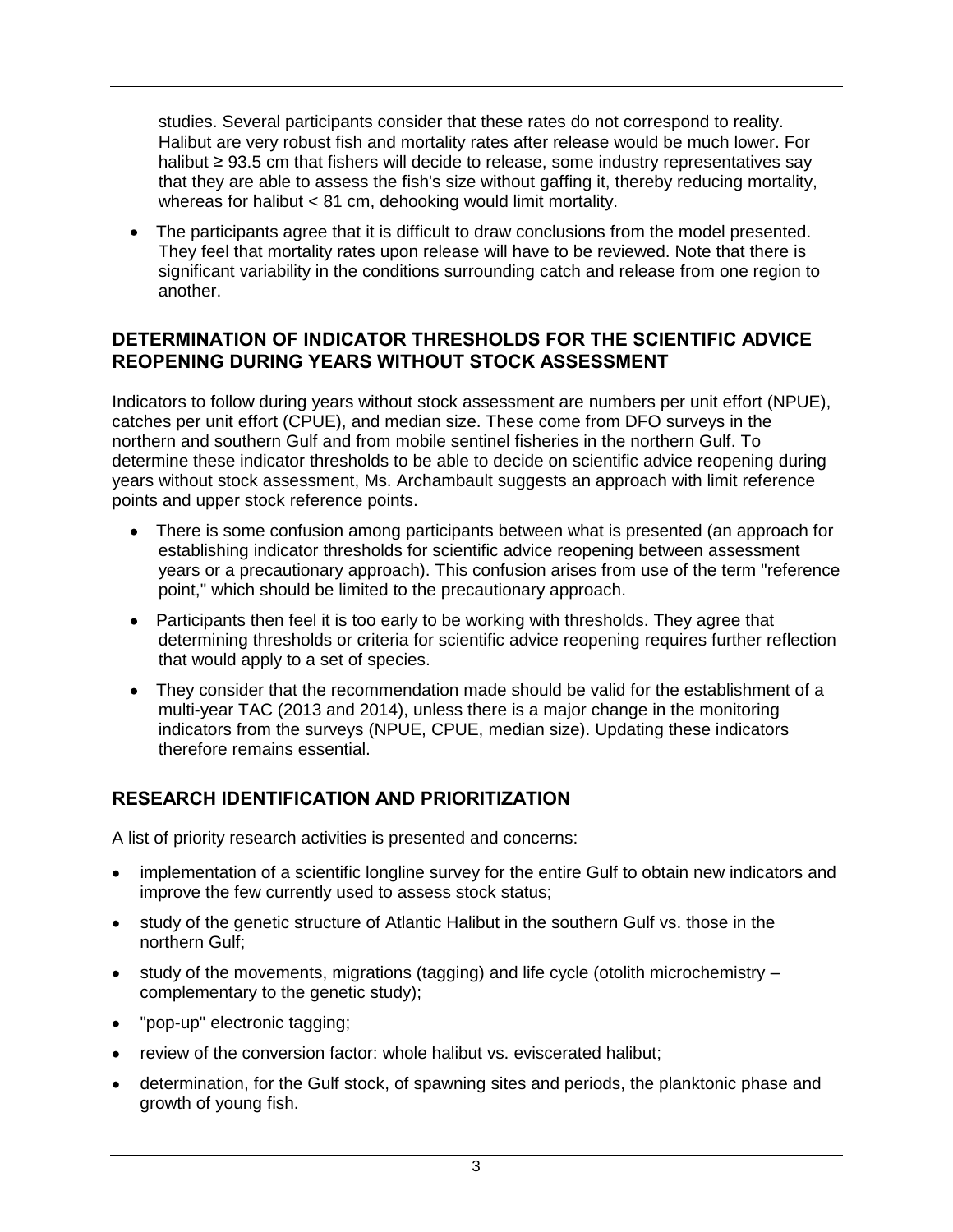studies. Several participants consider that these rates do not correspond to reality. Halibut are very robust fish and mortality rates after release would be much lower. For halibut ≥ 93.5 cm that fishers will decide to release, some industry representatives say that they are able to assess the fish's size without gaffing it, thereby reducing mortality, whereas for halibut < 81 cm, dehooking would limit mortality.

- The participants agree that it is difficult to draw conclusions from the model presented. They feel that mortality rates upon release will have to be reviewed. Note that there is significant variability in the conditions surrounding catch and release from one region to another.

## DETERMINATION OF INDICATOR THRESHOLDS FOR THE SCIENTIFIC ADVICE REOPENING DURING YEARS WITHOUT STOCK ASSESSMENT

Indicators to follow during years without stock assessment are numbers per unit effort (NPUE), catches per unit effort (CPUE), and median size. These come from DFO surveys in the northern and southern Gulf and from mobile sentinel fisheries in the northern Gulf. To determine these indicator thresholds to be able to decide on scientific advice reopening during years without stock assessment, Ms. Archambault suggests an approach with limit reference points and upper stock reference points.

- There is some confusion among participants between what is presented (an approach for establishing indicator thresholds for scientific advice reopening between assessment years or a precautionary approach). This confusion arises from use of the term "reference point," which should be limited to the precautionary approach.
- Participants then feel it is too early to be working with thresholds. They agree that determining thresholds or criteria for scientific advice reopening requires further reflection that would apply to a set of species.
- They consider that the recommendation made should be valid for the establishment of a multi-year TAC (2013 and 2014), unless there is a major change in the monitoring indicators from the surveys (NPUE, CPUE, median size). Updating these indicators therefore remains essential.

## RESEARCH IDENTIFICATION AND PRIORITIZATION

A list of priority research activities is presented and concerns:

- implementation of a scientific longline survey for the entire Gulf to obtain new indicators and improve the few currently used to assess stock status;
- study of the genetic structure of Atlantic Halibut in the southern Gulf vs. those in the northern Gulf;
- study of the movements, migrations (tagging) and life cycle (otolith microchemistry – complementary to the genetic study);
- "pop-up" electronic tagging;
- review of the conversion factor: whole halibut vs. eviscerated halibut;
- determination, for the Gulf stock, of spawning sites and periods, the planktonic phase and growth of young fish.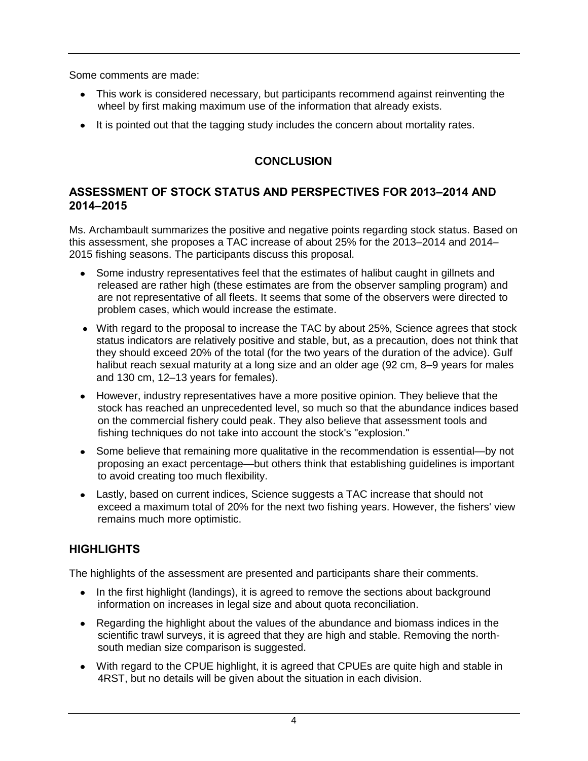Some comments are made:

- This work is considered necessary, but participants recommend against reinventing the wheel by first making maximum use of the information that already exists.
- It is pointed out that the tagging study includes the concern about mortality rates.

# CONCLUSION

## ASSESSMENT OF STOCK STATUS AND PERSPECTIVES FOR 2013–2014 AND 2014–2015

Ms. Archambault summarizes the positive and negative points regarding stock status. Based on this assessment, she proposes a TAC increase of about 25% for the 2013–2014 and 2014–2015 fishing seasons. The participants discuss this proposal.

- Some industry representatives feel that the estimates of halibut caught in gillnets and released are rather high (these estimates are from the observer sampling program) and are not representative of all fleets. It seems that some of the observers were directed to problem cases, which would increase the estimate.
- With regard to the proposal to increase the TAC by about 25%, Science agrees that stock status indicators are relatively positive and stable, but, as a precaution, does not think that they should exceed 20% of the total (for the two years of the duration of the advice). Gulf halibut reach sexual maturity at a long size and an older age (92 cm, 8–9 years for males and 130 cm, 12–13 years for females).
- However, industry representatives have a more positive opinion. They believe that the stock has reached an unprecedented level, so much so that the abundance indices based on the commercial fishery could peak. They also believe that assessment tools and fishing techniques do not take into account the stock's "explosion."
- Some believe that remaining more qualitative in the recommendation is essential—by not proposing an exact percentage—but others think that establishing guidelines is important to avoid creating too much flexibility.
- Lastly, based on current indices, Science suggests a TAC increase that should not exceed a maximum total of 20% for the next two fishing years. However, the fishers' view remains much more optimistic.

## HIGHLIGHTS

The highlights of the assessment are presented and participants share their comments.

- In the first highlight (landings), it is agreed to remove the sections about background information on increases in legal size and about quota reconciliation.
- Regarding the highlight about the values of the abundance and biomass indices in the scientific trawl surveys, it is agreed that they are high and stable. Removing the north-south median size comparison is suggested.
- With regard to the CPUE highlight, it is agreed that CPUEs are quite high and stable in 4RST, but no details will be given about the situation in each division.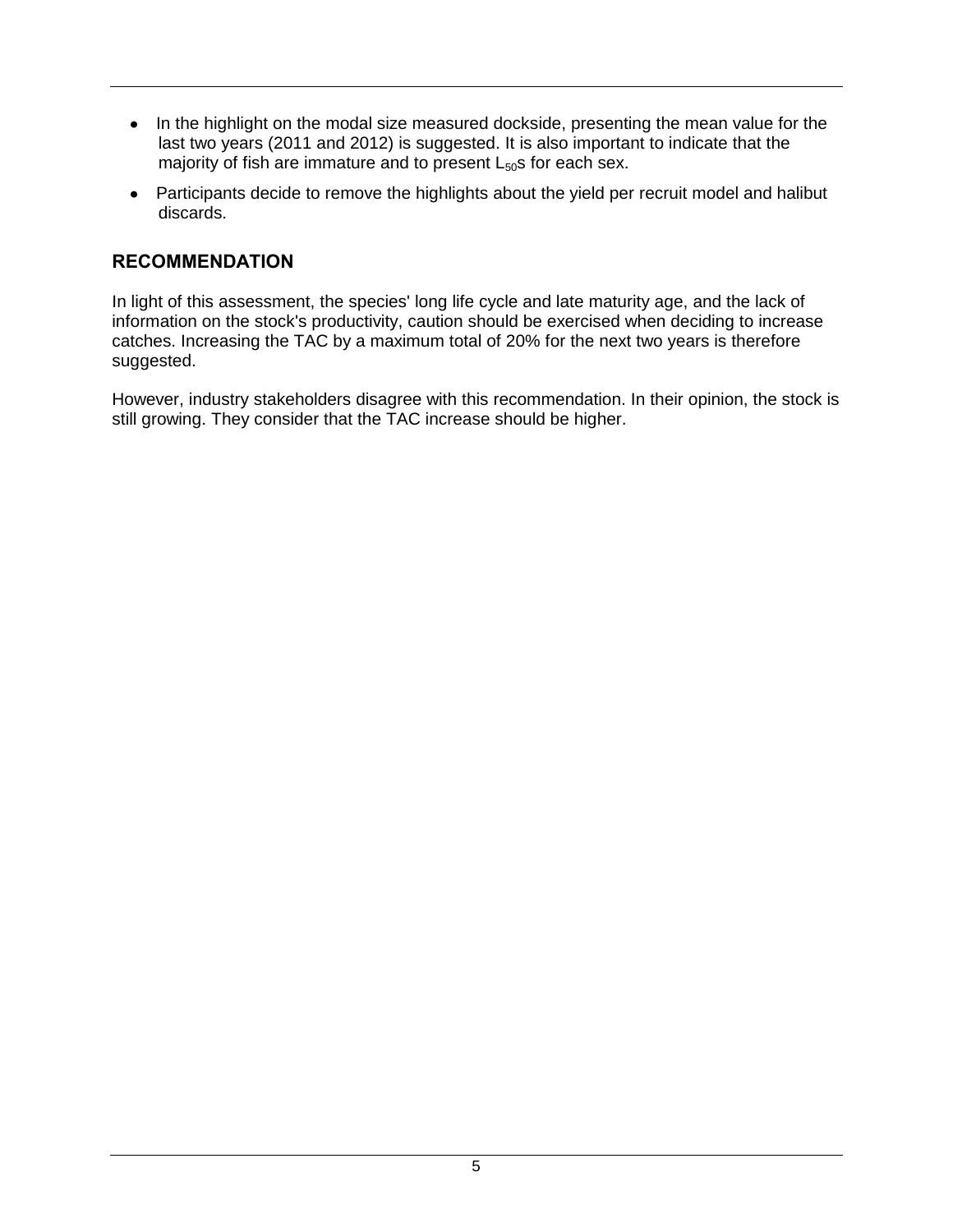- In the highlight on the modal size measured dockside, presenting the mean value for the last two years (2011 and 2012) is suggested. It is also important to indicate that the majority of fish are immature and to present $L_{50}$s for each sex.
- Participants decide to remove the highlights about the yield per recruit model and halibut discards.

## RECOMMENDATION

In light of this assessment, the species' long life cycle and late maturity age, and the lack of information on the stock's productivity, caution should be exercised when deciding to increase catches. Increasing the TAC by a maximum total of 20% for the next two years is therefore suggested.

However, industry stakeholders disagree with this recommendation. In their opinion, the stock is still growing. They consider that the TAC increase should be higher.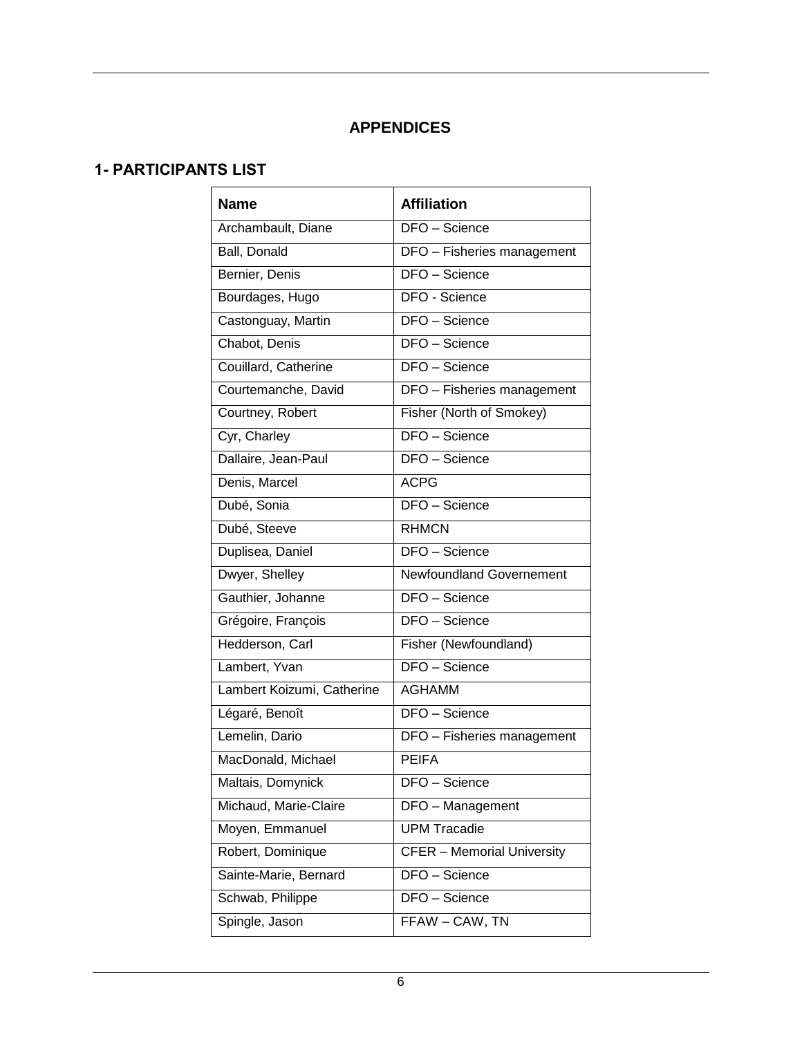# APPENDICES

## 1- PARTICIPANTS LIST

| Name | Affiliation |
|---|---|
| Archambault, Diane | DFO – Science |
| Ball, Donald | DFO – Fisheries management |
| Bernier, Denis | DFO – Science |
| Bourdages, Hugo | DFO - Science |
| Castonguay, Martin | DFO – Science |
| Chabot, Denis | DFO – Science |
| Couillard, Catherine | DFO – Science |
| Courtemanche, David | DFO – Fisheries management |
| Courtney, Robert | Fisher (North of Smokey) |
| Cyr, Charley | DFO – Science |
| Dallaire, Jean-Paul | DFO – Science |
| Denis, Marcel | ACPG |
| Dubé, Sonia | DFO – Science |
| Dubé, Steeve | RHMCN |
| Duplisea, Daniel | DFO – Science |
| Dwyer, Shelley | Newfoundland Governement |
| Gauthier, Johanne | DFO – Science |
| Grégoire, François | DFO – Science |
| Hedderson, Carl | Fisher (Newfoundland) |
| Lambert, Yvan | DFO – Science |
| Lambert Koizumi, Catherine | AGHAMM |
| Légaré, Benoît | DFO – Science |
| Lemelin, Dario | DFO – Fisheries management |
| MacDonald, Michael | PEIFA |
| Maltais, Domynick | DFO – Science |
| Michaud, Marie-Claire | DFO – Management |
| Moyen, Emmanuel | UPM Tracadie |
| Robert, Dominique | CFER – Memorial University |
| Sainte-Marie, Bernard | DFO – Science |
| Schwab, Philippe | DFO – Science |
| Spingle, Jason | FFAW – CAW, TN |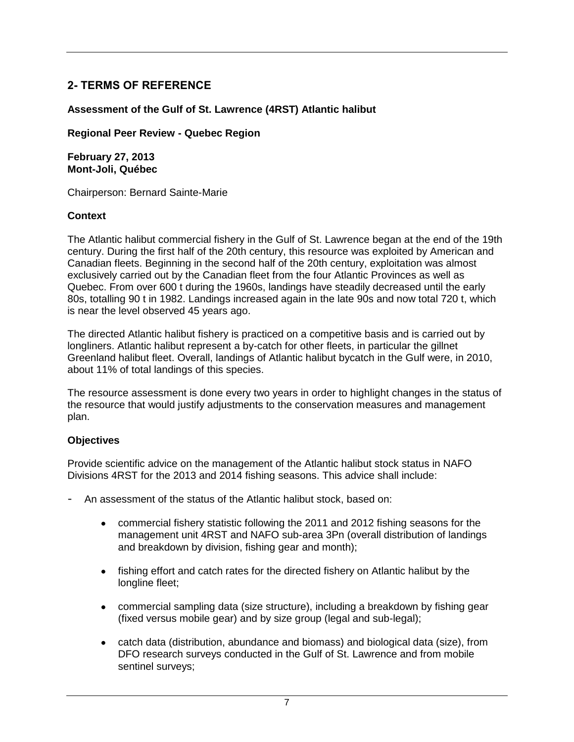## 2- TERMS OF REFERENCE

**Assessment of the Gulf of St. Lawrence (4RST) Atlantic halibut**

**Regional Peer Review - Quebec Region**

**February 27, 2013**
**Mont-Joli, Québec**

Chairperson: Bernard Sainte-Marie

### Context

The Atlantic halibut commercial fishery in the Gulf of St. Lawrence began at the end of the 19th century. During the first half of the 20th century, this resource was exploited by American and Canadian fleets. Beginning in the second half of the 20th century, exploitation was almost exclusively carried out by the Canadian fleet from the four Atlantic Provinces as well as Quebec. From over 600 t during the 1960s, landings have steadily decreased until the early 80s, totalling 90 t in 1982. Landings increased again in the late 90s and now total 720 t, which is near the level observed 45 years ago.

The directed Atlantic halibut fishery is practiced on a competitive basis and is carried out by longliners. Atlantic halibut represent a by-catch for other fleets, in particular the gillnet Greenland halibut fleet. Overall, landings of Atlantic halibut bycatch in the Gulf were, in 2010, about 11% of total landings of this species.

The resource assessment is done every two years in order to highlight changes in the status of the resource that would justify adjustments to the conservation measures and management plan.

### Objectives

Provide scientific advice on the management of the Atlantic halibut stock status in NAFO Divisions 4RST for the 2013 and 2014 fishing seasons. This advice shall include:

- An assessment of the status of the Atlantic halibut stock, based on:
  - commercial fishery statistic following the 2011 and 2012 fishing seasons for the management unit 4RST and NAFO sub-area 3Pn (overall distribution of landings and breakdown by division, fishing gear and month);
  - fishing effort and catch rates for the directed fishery on Atlantic halibut by the longline fleet;
  - commercial sampling data (size structure), including a breakdown by fishing gear (fixed versus mobile gear) and by size group (legal and sub-legal);
  - catch data (distribution, abundance and biomass) and biological data (size), from DFO research surveys conducted in the Gulf of St. Lawrence and from mobile sentinel surveys;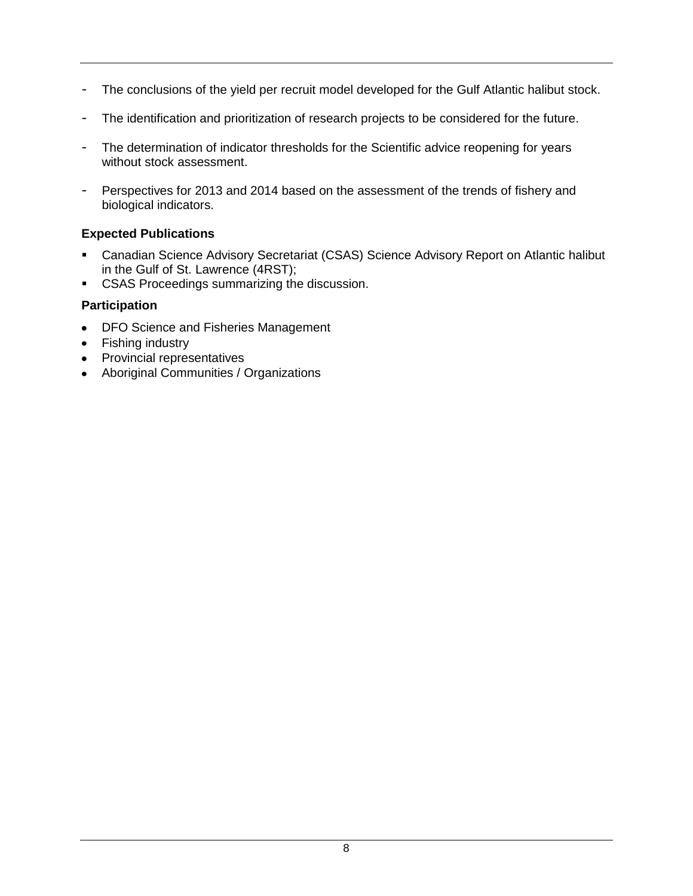- The conclusions of the yield per recruit model developed for the Gulf Atlantic halibut stock.
- The identification and prioritization of research projects to be considered for the future.
- The determination of indicator thresholds for the Scientific advice reopening for years without stock assessment.
- Perspectives for 2013 and 2014 based on the assessment of the trends of fishery and biological indicators.

### Expected Publications

- Canadian Science Advisory Secretariat (CSAS) Science Advisory Report on Atlantic halibut in the Gulf of St. Lawrence (4RST);
- CSAS Proceedings summarizing the discussion.

### Participation

- DFO Science and Fisheries Management
- Fishing industry
- Provincial representatives
- Aboriginal Communities / Organizations